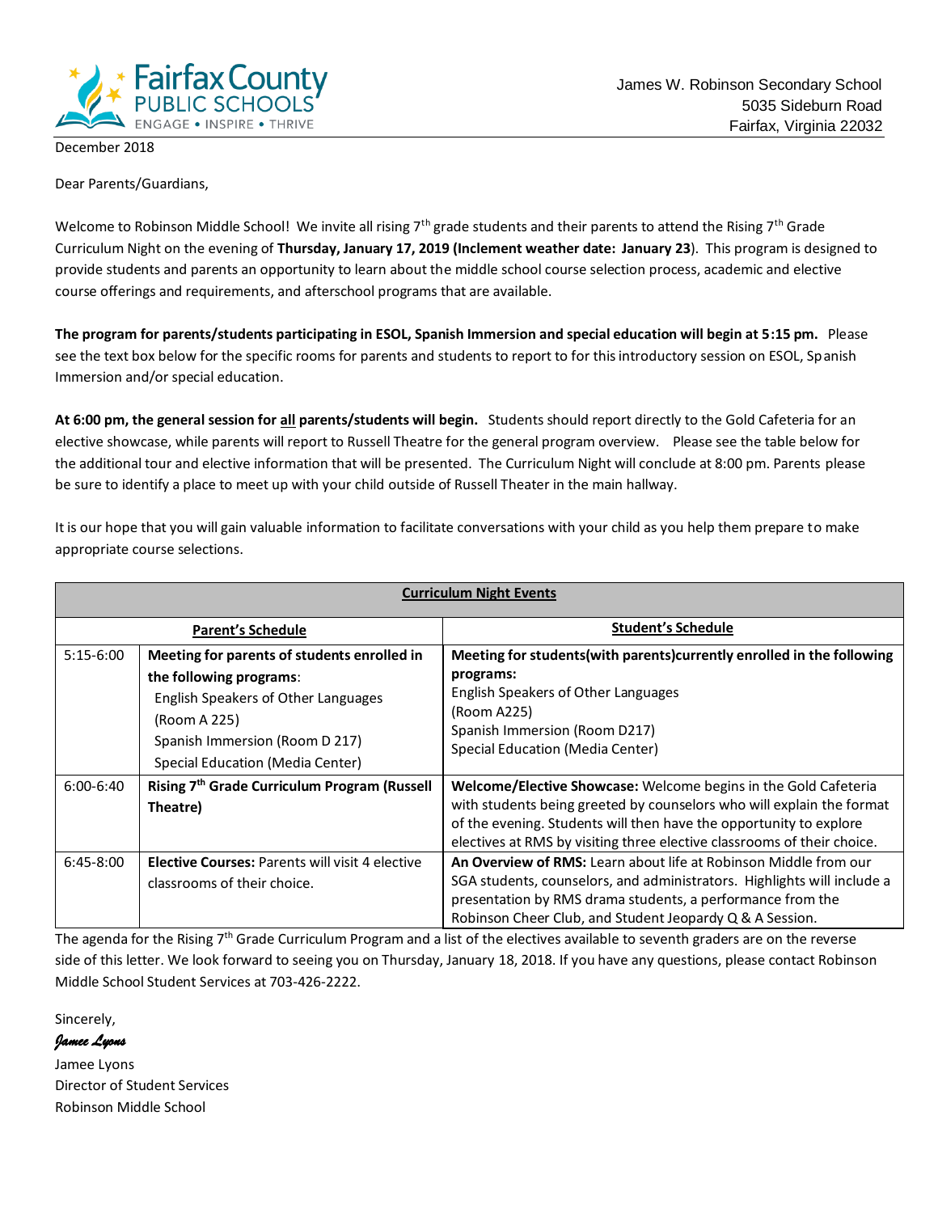Fairfax County PUBLIC SCHOOLS
ENGAGE • INSPIRE • THRIVE

James W. Robinson Secondary School
5035 Sideburn Road
Fairfax, Virginia 22032

December 2018

Dear Parents/Guardians,

Welcome to Robinson Middle School! We invite all rising 7th grade students and their parents to attend the Rising 7th Grade Curriculum Night on the evening of **Thursday, January 17, 2019 (Inclement weather date: January 23**). This program is designed to provide students and parents an opportunity to learn about the middle school course selection process, academic and elective course offerings and requirements, and afterschool programs that are available.

**The program for parents/students participating in ESOL, Spanish Immersion and special education will begin at 5:15 pm.** Please see the text box below for the specific rooms for parents and students to report to for this introductory session on ESOL, Spanish Immersion and/or special education.

**At 6:00 pm, the general session for all parents/students will begin.** Students should report directly to the Gold Cafeteria for an elective showcase, while parents will report to Russell Theatre for the general program overview. Please see the table below for the additional tour and elective information that will be presented. The Curriculum Night will conclude at 8:00 pm. Parents please be sure to identify a place to meet up with your child outside of Russell Theater in the main hallway.

It is our hope that you will gain valuable information to facilitate conversations with your child as you help them prepare to make appropriate course selections.

| **Curriculum Night Events** | | |
|---|---|---|
| **Parent's Schedule** | | **Student's Schedule** |
| 5:15-6:00 | **Meeting for parents of students enrolled in the following programs**: English Speakers of Other Languages (Room A 225) Spanish Immersion (Room D 217) Special Education (Media Center) | **Meeting for students(with parents)currently enrolled in the following programs:** English Speakers of Other Languages (Room A225) Spanish Immersion (Room D217) Special Education (Media Center) |
| 6:00-6:40 | **Rising 7th Grade Curriculum Program (Russell Theatre)** | **Welcome/Elective Showcase:** Welcome begins in the Gold Cafeteria with students being greeted by counselors who will explain the format of the evening. Students will then have the opportunity to explore electives at RMS by visiting three elective classrooms of their choice. |
| 6:45-8:00 | **Elective Courses:** Parents will visit 4 elective classrooms of their choice. | **An Overview of RMS:** Learn about life at Robinson Middle from our SGA students, counselors, and administrators. Highlights will include a presentation by RMS drama students, a performance from the Robinson Cheer Club, and Student Jeopardy Q & A Session. |

The agenda for the Rising 7th Grade Curriculum Program and a list of the electives available to seventh graders are on the reverse side of this letter. We look forward to seeing you on Thursday, January 18, 2018. If you have any questions, please contact Robinson Middle School Student Services at 703-426-2222.

Sincerely,

*Jamee Lyons*

Jamee Lyons
Director of Student Services
Robinson Middle School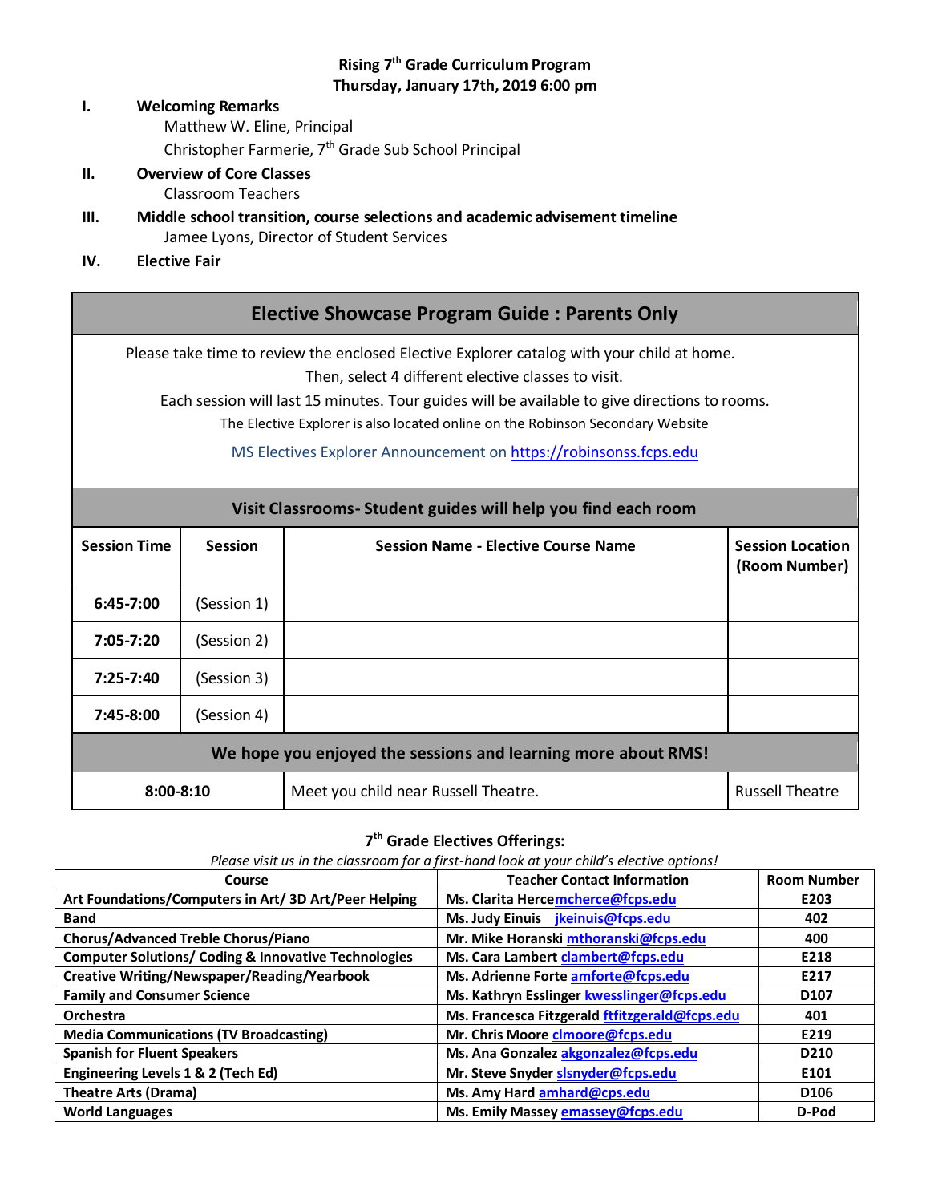**Rising 7th Grade Curriculum Program**
**Thursday, January 17th, 2019 6:00 pm**

I. **Welcoming Remarks**
   Matthew W. Eline, Principal
   Christopher Farmerie, 7th Grade Sub School Principal

II. **Overview of Core Classes**
   Classroom Teachers

III. **Middle school transition, course selections and academic advisement timeline**
   Jamee Lyons, Director of Student Services

IV. **Elective Fair**

## Elective Showcase Program Guide : Parents Only

Please take time to review the enclosed Elective Explorer catalog with your child at home.
Then, select 4 different elective classes to visit.
Each session will last 15 minutes. Tour guides will be available to give directions to rooms.
The Elective Explorer is also located online on the Robinson Secondary Website

MS Electives Explorer Announcement on https://robinsonss.fcps.edu

**Visit Classrooms- Student guides will help you find each room**

| Session Time | Session | Session Name - Elective Course Name | Session Location (Room Number) |
|---|---|---|---|
| **6:45-7:00** | (Session 1) | | |
| **7:05-7:20** | (Session 2) | | |
| **7:25-7:40** | (Session 3) | | |
| **7:45-8:00** | (Session 4) | | |
| **We hope you enjoyed the sessions and learning more about RMS!** | | | |
| **8:00-8:10** | | Meet you child near Russell Theatre. | Russell Theatre |

**7th Grade Electives Offerings:**

*Please visit us in the classroom for a first-hand look at your child's elective options!*

| Course | Teacher Contact Information | Room Number |
|---|---|---|
| **Art Foundations/Computers in Art/ 3D Art/Peer Helping** | **Ms. Clarita Herce** mcherce@fcps.edu | **E203** |
| **Band** | **Ms. Judy Einuis** jkeinuis@fcps.edu | **402** |
| **Chorus/Advanced Treble Chorus/Piano** | **Mr. Mike Horanski** mthoranski@fcps.edu | **400** |
| **Computer Solutions/ Coding & Innovative Technologies** | **Ms. Cara Lambert** clambert@fcps.edu | **E218** |
| **Creative Writing/Newspaper/Reading/Yearbook** | **Ms. Adrienne Forte** amforte@fcps.edu | **E217** |
| **Family and Consumer Science** | **Ms. Kathryn Esslinger** kwesslinger@fcps.edu | **D107** |
| **Orchestra** | **Ms. Francesca Fitzgerald** ftfitzgerald@fcps.edu | **401** |
| **Media Communications (TV Broadcasting)** | **Mr. Chris Moore** clmoore@fcps.edu | **E219** |
| **Spanish for Fluent Speakers** | **Ms. Ana Gonzalez** akgonzalez@fcps.edu | **D210** |
| **Engineering Levels 1 & 2 (Tech Ed)** | **Mr. Steve Snyder** slsnyder@fcps.edu | **E101** |
| **Theatre Arts (Drama)** | **Ms. Amy Hard** amhard@cps.edu | **D106** |
| **World Languages** | **Ms. Emily Massey** emassey@fcps.edu | **D-Pod** |